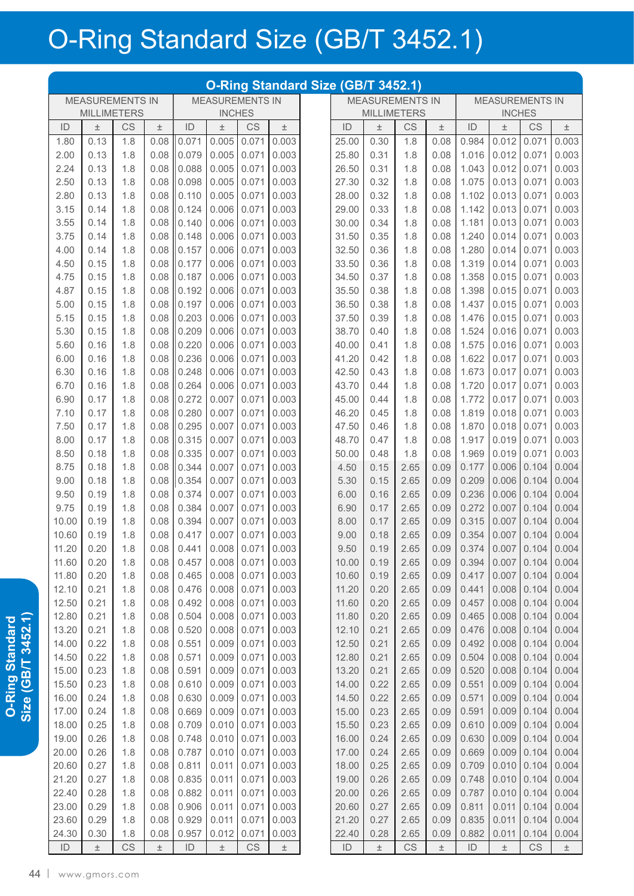# O-Ring Standard Size (GB/T 3452.1)

## O-Ring Standard Size (GB/T 3452.1)

| MEASUREMENTS IN MILLIMETERS | | | | MEASUREMENTS IN INCHES | | | |
|---|---|---|---|---|---|---|---|
| ID | ± | CS | ± | ID | ± | CS | ± |
| 1.80 | 0.13 | 1.8 | 0.08 | 0.071 | 0.005 | 0.071 | 0.003 |
| 2.00 | 0.13 | 1.8 | 0.08 | 0.079 | 0.005 | 0.071 | 0.003 |
| 2.24 | 0.13 | 1.8 | 0.08 | 0.088 | 0.005 | 0.071 | 0.003 |
| 2.50 | 0.13 | 1.8 | 0.08 | 0.098 | 0.005 | 0.071 | 0.003 |
| 2.80 | 0.13 | 1.8 | 0.08 | 0.110 | 0.005 | 0.071 | 0.003 |
| 3.15 | 0.14 | 1.8 | 0.08 | 0.124 | 0.006 | 0.071 | 0.003 |
| 3.55 | 0.14 | 1.8 | 0.08 | 0.140 | 0.006 | 0.071 | 0.003 |
| 3.75 | 0.14 | 1.8 | 0.08 | 0.148 | 0.006 | 0.071 | 0.003 |
| 4.00 | 0.14 | 1.8 | 0.08 | 0.157 | 0.006 | 0.071 | 0.003 |
| 4.50 | 0.15 | 1.8 | 0.08 | 0.177 | 0.006 | 0.071 | 0.003 |
| 4.75 | 0.15 | 1.8 | 0.08 | 0.187 | 0.006 | 0.071 | 0.003 |
| 4.87 | 0.15 | 1.8 | 0.08 | 0.192 | 0.006 | 0.071 | 0.003 |
| 5.00 | 0.15 | 1.8 | 0.08 | 0.197 | 0.006 | 0.071 | 0.003 |
| 5.15 | 0.15 | 1.8 | 0.08 | 0.203 | 0.006 | 0.071 | 0.003 |
| 5.30 | 0.15 | 1.8 | 0.08 | 0.209 | 0.006 | 0.071 | 0.003 |
| 5.60 | 0.16 | 1.8 | 0.08 | 0.220 | 0.006 | 0.071 | 0.003 |
| 6.00 | 0.16 | 1.8 | 0.08 | 0.236 | 0.006 | 0.071 | 0.003 |
| 6.30 | 0.16 | 1.8 | 0.08 | 0.248 | 0.006 | 0.071 | 0.003 |
| 6.70 | 0.16 | 1.8 | 0.08 | 0.264 | 0.006 | 0.071 | 0.003 |
| 6.90 | 0.17 | 1.8 | 0.08 | 0.272 | 0.007 | 0.071 | 0.003 |
| 7.10 | 0.17 | 1.8 | 0.08 | 0.280 | 0.007 | 0.071 | 0.003 |
| 7.50 | 0.17 | 1.8 | 0.08 | 0.295 | 0.007 | 0.071 | 0.003 |
| 8.00 | 0.17 | 1.8 | 0.08 | 0.315 | 0.007 | 0.071 | 0.003 |
| 8.50 | 0.18 | 1.8 | 0.08 | 0.335 | 0.007 | 0.071 | 0.003 |
| 8.75 | 0.18 | 1.8 | 0.08 | 0.344 | 0.007 | 0.071 | 0.003 |
| 9.00 | 0.18 | 1.8 | 0.08 | 0.354 | 0.007 | 0.071 | 0.003 |
| 9.50 | 0.19 | 1.8 | 0.08 | 0.374 | 0.007 | 0.071 | 0.003 |
| 9.75 | 0.19 | 1.8 | 0.08 | 0.384 | 0.007 | 0.071 | 0.003 |
| 10.00 | 0.19 | 1.8 | 0.08 | 0.394 | 0.007 | 0.071 | 0.003 |
| 10.60 | 0.19 | 1.8 | 0.08 | 0.417 | 0.007 | 0.071 | 0.003 |
| 11.20 | 0.20 | 1.8 | 0.08 | 0.441 | 0.008 | 0.071 | 0.003 |
| 11.60 | 0.20 | 1.8 | 0.08 | 0.457 | 0.008 | 0.071 | 0.003 |
| 11.80 | 0.20 | 1.8 | 0.08 | 0.465 | 0.008 | 0.071 | 0.003 |
| 12.10 | 0.21 | 1.8 | 0.08 | 0.476 | 0.008 | 0.071 | 0.003 |
| 12.50 | 0.21 | 1.8 | 0.08 | 0.492 | 0.008 | 0.071 | 0.003 |
| 12.80 | 0.21 | 1.8 | 0.08 | 0.504 | 0.008 | 0.071 | 0.003 |
| 13.20 | 0.21 | 1.8 | 0.08 | 0.520 | 0.008 | 0.071 | 0.003 |
| 14.00 | 0.22 | 1.8 | 0.08 | 0.551 | 0.009 | 0.071 | 0.003 |
| 14.50 | 0.22 | 1.8 | 0.08 | 0.571 | 0.009 | 0.071 | 0.003 |
| 15.00 | 0.23 | 1.8 | 0.08 | 0.591 | 0.009 | 0.071 | 0.003 |
| 15.50 | 0.23 | 1.8 | 0.08 | 0.610 | 0.009 | 0.071 | 0.003 |
| 16.00 | 0.24 | 1.8 | 0.08 | 0.630 | 0.009 | 0.071 | 0.003 |
| 17.00 | 0.24 | 1.8 | 0.08 | 0.669 | 0.009 | 0.071 | 0.003 |
| 18.00 | 0.25 | 1.8 | 0.08 | 0.709 | 0.010 | 0.071 | 0.003 |
| 19.00 | 0.26 | 1.8 | 0.08 | 0.748 | 0.010 | 0.071 | 0.003 |
| 20.00 | 0.26 | 1.8 | 0.08 | 0.787 | 0.010 | 0.071 | 0.003 |
| 20.60 | 0.27 | 1.8 | 0.08 | 0.811 | 0.011 | 0.071 | 0.003 |
| 21.20 | 0.27 | 1.8 | 0.08 | 0.835 | 0.011 | 0.071 | 0.003 |
| 22.40 | 0.28 | 1.8 | 0.08 | 0.882 | 0.011 | 0.071 | 0.003 |
| 23.00 | 0.29 | 1.8 | 0.08 | 0.906 | 0.011 | 0.071 | 0.003 |
| 23.60 | 0.29 | 1.8 | 0.08 | 0.929 | 0.011 | 0.071 | 0.003 |
| 24.30 | 0.30 | 1.8 | 0.08 | 0.957 | 0.012 | 0.071 | 0.003 |
| 25.00 | 0.30 | 1.8 | 0.08 | 0.984 | 0.012 | 0.071 | 0.003 |
| 25.80 | 0.31 | 1.8 | 0.08 | 1.016 | 0.012 | 0.071 | 0.003 |
| 26.50 | 0.31 | 1.8 | 0.08 | 1.043 | 0.012 | 0.071 | 0.003 |
| 27.30 | 0.32 | 1.8 | 0.08 | 1.075 | 0.013 | 0.071 | 0.003 |
| 28.00 | 0.32 | 1.8 | 0.08 | 1.102 | 0.013 | 0.071 | 0.003 |
| 29.00 | 0.33 | 1.8 | 0.08 | 1.142 | 0.013 | 0.071 | 0.003 |
| 30.00 | 0.34 | 1.8 | 0.08 | 1.181 | 0.013 | 0.071 | 0.003 |
| 31.50 | 0.35 | 1.8 | 0.08 | 1.240 | 0.014 | 0.071 | 0.003 |
| 32.50 | 0.36 | 1.8 | 0.08 | 1.280 | 0.014 | 0.071 | 0.003 |
| 33.50 | 0.36 | 1.8 | 0.08 | 1.319 | 0.014 | 0.071 | 0.003 |
| 34.50 | 0.37 | 1.8 | 0.08 | 1.358 | 0.015 | 0.071 | 0.003 |
| 35.50 | 0.38 | 1.8 | 0.08 | 1.398 | 0.015 | 0.071 | 0.003 |
| 36.50 | 0.38 | 1.8 | 0.08 | 1.437 | 0.015 | 0.071 | 0.003 |
| 37.50 | 0.39 | 1.8 | 0.08 | 1.476 | 0.015 | 0.071 | 0.003 |
| 38.70 | 0.40 | 1.8 | 0.08 | 1.524 | 0.016 | 0.071 | 0.003 |
| 40.00 | 0.41 | 1.8 | 0.08 | 1.575 | 0.016 | 0.071 | 0.003 |
| 41.20 | 0.42 | 1.8 | 0.08 | 1.622 | 0.017 | 0.071 | 0.003 |
| 42.50 | 0.43 | 1.8 | 0.08 | 1.673 | 0.017 | 0.071 | 0.003 |
| 43.70 | 0.44 | 1.8 | 0.08 | 1.720 | 0.017 | 0.071 | 0.003 |
| 45.00 | 0.44 | 1.8 | 0.08 | 1.772 | 0.017 | 0.071 | 0.003 |
| 46.20 | 0.45 | 1.8 | 0.08 | 1.819 | 0.018 | 0.071 | 0.003 |
| 47.50 | 0.46 | 1.8 | 0.08 | 1.870 | 0.018 | 0.071 | 0.003 |
| 48.70 | 0.47 | 1.8 | 0.08 | 1.917 | 0.019 | 0.071 | 0.003 |
| 50.00 | 0.48 | 1.8 | 0.08 | 1.969 | 0.019 | 0.071 | 0.003 |
| 4.50 | 0.15 | 2.65 | 0.09 | 0.177 | 0.006 | 0.104 | 0.004 |
| 5.30 | 0.15 | 2.65 | 0.09 | 0.209 | 0.006 | 0.104 | 0.004 |
| 6.00 | 0.16 | 2.65 | 0.09 | 0.236 | 0.006 | 0.104 | 0.004 |
| 6.90 | 0.17 | 2.65 | 0.09 | 0.272 | 0.007 | 0.104 | 0.004 |
| 8.00 | 0.17 | 2.65 | 0.09 | 0.315 | 0.007 | 0.104 | 0.004 |
| 9.00 | 0.18 | 2.65 | 0.09 | 0.354 | 0.007 | 0.104 | 0.004 |
| 9.50 | 0.19 | 2.65 | 0.09 | 0.374 | 0.007 | 0.104 | 0.004 |
| 10.00 | 0.19 | 2.65 | 0.09 | 0.394 | 0.007 | 0.104 | 0.004 |
| 10.60 | 0.19 | 2.65 | 0.09 | 0.417 | 0.007 | 0.104 | 0.004 |
| 11.20 | 0.20 | 2.65 | 0.09 | 0.441 | 0.008 | 0.104 | 0.004 |
| 11.60 | 0.20 | 2.65 | 0.09 | 0.457 | 0.008 | 0.104 | 0.004 |
| 11.80 | 0.20 | 2.65 | 0.09 | 0.465 | 0.008 | 0.104 | 0.004 |
| 12.10 | 0.21 | 2.65 | 0.09 | 0.476 | 0.008 | 0.104 | 0.004 |
| 12.50 | 0.21 | 2.65 | 0.09 | 0.492 | 0.008 | 0.104 | 0.004 |
| 12.80 | 0.21 | 2.65 | 0.09 | 0.504 | 0.008 | 0.104 | 0.004 |
| 13.20 | 0.21 | 2.65 | 0.09 | 0.520 | 0.008 | 0.104 | 0.004 |
| 14.00 | 0.22 | 2.65 | 0.09 | 0.551 | 0.009 | 0.104 | 0.004 |
| 14.50 | 0.22 | 2.65 | 0.09 | 0.571 | 0.009 | 0.104 | 0.004 |
| 15.00 | 0.23 | 2.65 | 0.09 | 0.591 | 0.009 | 0.104 | 0.004 |
| 15.50 | 0.23 | 2.65 | 0.09 | 0.610 | 0.009 | 0.104 | 0.004 |
| 16.00 | 0.24 | 2.65 | 0.09 | 0.630 | 0.009 | 0.104 | 0.004 |
| 17.00 | 0.24 | 2.65 | 0.09 | 0.669 | 0.009 | 0.104 | 0.004 |
| 18.00 | 0.25 | 2.65 | 0.09 | 0.709 | 0.010 | 0.104 | 0.004 |
| 19.00 | 0.26 | 2.65 | 0.09 | 0.748 | 0.010 | 0.104 | 0.004 |
| 20.00 | 0.26 | 2.65 | 0.09 | 0.787 | 0.010 | 0.104 | 0.004 |
| 20.60 | 0.27 | 2.65 | 0.09 | 0.811 | 0.011 | 0.104 | 0.004 |
| 21.20 | 0.27 | 2.65 | 0.09 | 0.835 | 0.011 | 0.104 | 0.004 |
| 22.40 | 0.28 | 2.65 | 0.09 | 0.882 | 0.011 | 0.104 | 0.004 |
| ID | ± | CS | ± | ID | ± | CS | ± |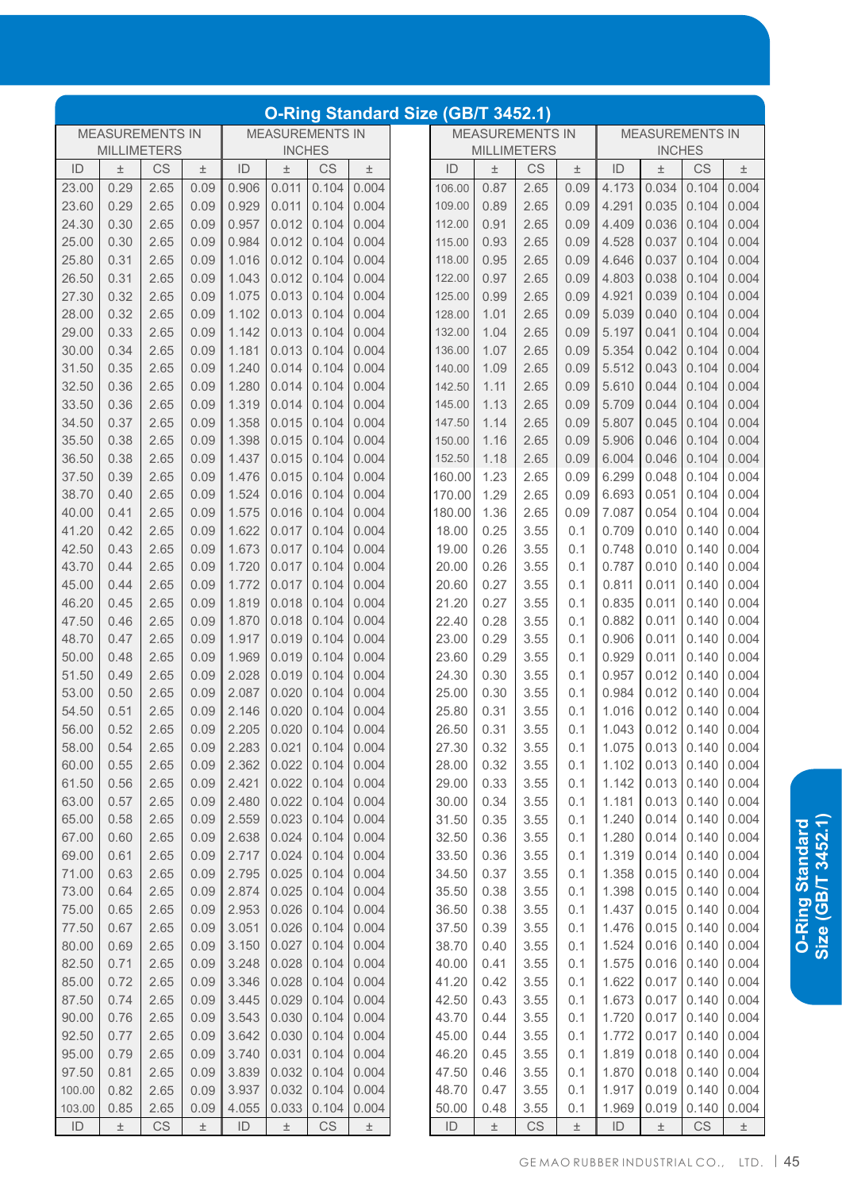# O-Ring Standard Size (GB/T 3452.1)

| MEASUREMENTS IN MILLIMETERS | | | | MEASUREMENTS IN INCHES | | | |
|---|---|---|---|---|---|---|---|
| ID | ± | CS | ± | ID | ± | CS | ± |
| 23.00 | 0.29 | 2.65 | 0.09 | 0.906 | 0.011 | 0.104 | 0.004 |
| 23.60 | 0.29 | 2.65 | 0.09 | 0.929 | 0.011 | 0.104 | 0.004 |
| 24.30 | 0.30 | 2.65 | 0.09 | 0.957 | 0.012 | 0.104 | 0.004 |
| 25.00 | 0.30 | 2.65 | 0.09 | 0.984 | 0.012 | 0.104 | 0.004 |
| 25.80 | 0.31 | 2.65 | 0.09 | 1.016 | 0.012 | 0.104 | 0.004 |
| 26.50 | 0.31 | 2.65 | 0.09 | 1.043 | 0.012 | 0.104 | 0.004 |
| 27.30 | 0.32 | 2.65 | 0.09 | 1.075 | 0.013 | 0.104 | 0.004 |
| 28.00 | 0.32 | 2.65 | 0.09 | 1.102 | 0.013 | 0.104 | 0.004 |
| 29.00 | 0.33 | 2.65 | 0.09 | 1.142 | 0.013 | 0.104 | 0.004 |
| 30.00 | 0.34 | 2.65 | 0.09 | 1.181 | 0.013 | 0.104 | 0.004 |
| 31.50 | 0.35 | 2.65 | 0.09 | 1.240 | 0.014 | 0.104 | 0.004 |
| 32.50 | 0.36 | 2.65 | 0.09 | 1.280 | 0.014 | 0.104 | 0.004 |
| 33.50 | 0.36 | 2.65 | 0.09 | 1.319 | 0.014 | 0.104 | 0.004 |
| 34.50 | 0.37 | 2.65 | 0.09 | 1.358 | 0.015 | 0.104 | 0.004 |
| 35.50 | 0.38 | 2.65 | 0.09 | 1.398 | 0.015 | 0.104 | 0.004 |
| 36.50 | 0.38 | 2.65 | 0.09 | 1.437 | 0.015 | 0.104 | 0.004 |
| 37.50 | 0.39 | 2.65 | 0.09 | 1.476 | 0.015 | 0.104 | 0.004 |
| 38.70 | 0.40 | 2.65 | 0.09 | 1.524 | 0.016 | 0.104 | 0.004 |
| 40.00 | 0.41 | 2.65 | 0.09 | 1.575 | 0.016 | 0.104 | 0.004 |
| 41.20 | 0.42 | 2.65 | 0.09 | 1.622 | 0.017 | 0.104 | 0.004 |
| 42.50 | 0.43 | 2.65 | 0.09 | 1.673 | 0.017 | 0.104 | 0.004 |
| 43.70 | 0.44 | 2.65 | 0.09 | 1.720 | 0.017 | 0.104 | 0.004 |
| 45.00 | 0.44 | 2.65 | 0.09 | 1.772 | 0.017 | 0.104 | 0.004 |
| 46.20 | 0.45 | 2.65 | 0.09 | 1.819 | 0.018 | 0.104 | 0.004 |
| 47.50 | 0.46 | 2.65 | 0.09 | 1.870 | 0.018 | 0.104 | 0.004 |
| 48.70 | 0.47 | 2.65 | 0.09 | 1.917 | 0.019 | 0.104 | 0.004 |
| 50.00 | 0.48 | 2.65 | 0.09 | 1.969 | 0.019 | 0.104 | 0.004 |
| 51.50 | 0.49 | 2.65 | 0.09 | 2.028 | 0.019 | 0.104 | 0.004 |
| 53.00 | 0.50 | 2.65 | 0.09 | 2.087 | 0.020 | 0.104 | 0.004 |
| 54.50 | 0.51 | 2.65 | 0.09 | 2.146 | 0.020 | 0.104 | 0.004 |
| 56.00 | 0.52 | 2.65 | 0.09 | 2.205 | 0.020 | 0.104 | 0.004 |
| 58.00 | 0.54 | 2.65 | 0.09 | 2.283 | 0.021 | 0.104 | 0.004 |
| 60.00 | 0.55 | 2.65 | 0.09 | 2.362 | 0.022 | 0.104 | 0.004 |
| 61.50 | 0.56 | 2.65 | 0.09 | 2.421 | 0.022 | 0.104 | 0.004 |
| 63.00 | 0.57 | 2.65 | 0.09 | 2.480 | 0.022 | 0.104 | 0.004 |
| 65.00 | 0.58 | 2.65 | 0.09 | 2.559 | 0.023 | 0.104 | 0.004 |
| 67.00 | 0.60 | 2.65 | 0.09 | 2.638 | 0.024 | 0.104 | 0.004 |
| 69.00 | 0.61 | 2.65 | 0.09 | 2.717 | 0.024 | 0.104 | 0.004 |
| 71.00 | 0.63 | 2.65 | 0.09 | 2.795 | 0.025 | 0.104 | 0.004 |
| 73.00 | 0.64 | 2.65 | 0.09 | 2.874 | 0.025 | 0.104 | 0.004 |
| 75.00 | 0.65 | 2.65 | 0.09 | 2.953 | 0.026 | 0.104 | 0.004 |
| 77.50 | 0.67 | 2.65 | 0.09 | 3.051 | 0.026 | 0.104 | 0.004 |
| 80.00 | 0.69 | 2.65 | 0.09 | 3.150 | 0.027 | 0.104 | 0.004 |
| 82.50 | 0.71 | 2.65 | 0.09 | 3.248 | 0.028 | 0.104 | 0.004 |
| 85.00 | 0.72 | 2.65 | 0.09 | 3.346 | 0.028 | 0.104 | 0.004 |
| 87.50 | 0.74 | 2.65 | 0.09 | 3.445 | 0.029 | 0.104 | 0.004 |
| 90.00 | 0.76 | 2.65 | 0.09 | 3.543 | 0.030 | 0.104 | 0.004 |
| 92.50 | 0.77 | 2.65 | 0.09 | 3.642 | 0.030 | 0.104 | 0.004 |
| 95.00 | 0.79 | 2.65 | 0.09 | 3.740 | 0.031 | 0.104 | 0.004 |
| 97.50 | 0.81 | 2.65 | 0.09 | 3.839 | 0.032 | 0.104 | 0.004 |
| 100.00 | 0.82 | 2.65 | 0.09 | 3.937 | 0.032 | 0.104 | 0.004 |
| 103.00 | 0.85 | 2.65 | 0.09 | 4.055 | 0.033 | 0.104 | 0.004 |
| 106.00 | 0.87 | 2.65 | 0.09 | 4.173 | 0.034 | 0.104 | 0.004 |
| 109.00 | 0.89 | 2.65 | 0.09 | 4.291 | 0.035 | 0.104 | 0.004 |
| 112.00 | 0.91 | 2.65 | 0.09 | 4.409 | 0.036 | 0.104 | 0.004 |
| 115.00 | 0.93 | 2.65 | 0.09 | 4.528 | 0.037 | 0.104 | 0.004 |
| 118.00 | 0.95 | 2.65 | 0.09 | 4.646 | 0.037 | 0.104 | 0.004 |
| 122.00 | 0.97 | 2.65 | 0.09 | 4.803 | 0.038 | 0.104 | 0.004 |
| 125.00 | 0.99 | 2.65 | 0.09 | 4.921 | 0.039 | 0.104 | 0.004 |
| 128.00 | 1.01 | 2.65 | 0.09 | 5.039 | 0.040 | 0.104 | 0.004 |
| 132.00 | 1.04 | 2.65 | 0.09 | 5.197 | 0.041 | 0.104 | 0.004 |
| 136.00 | 1.07 | 2.65 | 0.09 | 5.354 | 0.042 | 0.104 | 0.004 |
| 140.00 | 1.09 | 2.65 | 0.09 | 5.512 | 0.043 | 0.104 | 0.004 |
| 142.50 | 1.11 | 2.65 | 0.09 | 5.610 | 0.044 | 0.104 | 0.004 |
| 145.00 | 1.13 | 2.65 | 0.09 | 5.709 | 0.044 | 0.104 | 0.004 |
| 147.50 | 1.14 | 2.65 | 0.09 | 5.807 | 0.045 | 0.104 | 0.004 |
| 150.00 | 1.16 | 2.65 | 0.09 | 5.906 | 0.046 | 0.104 | 0.004 |
| 152.50 | 1.18 | 2.65 | 0.09 | 6.004 | 0.046 | 0.104 | 0.004 |
| 160.00 | 1.23 | 2.65 | 0.09 | 6.299 | 0.048 | 0.104 | 0.004 |
| 170.00 | 1.29 | 2.65 | 0.09 | 6.693 | 0.051 | 0.104 | 0.004 |
| 180.00 | 1.36 | 2.65 | 0.09 | 7.087 | 0.054 | 0.104 | 0.004 |
| 18.00 | 0.25 | 3.55 | 0.1 | 0.709 | 0.010 | 0.140 | 0.004 |
| 19.00 | 0.26 | 3.55 | 0.1 | 0.748 | 0.010 | 0.140 | 0.004 |
| 20.00 | 0.26 | 3.55 | 0.1 | 0.787 | 0.010 | 0.140 | 0.004 |
| 20.60 | 0.27 | 3.55 | 0.1 | 0.811 | 0.011 | 0.140 | 0.004 |
| 21.20 | 0.27 | 3.55 | 0.1 | 0.835 | 0.011 | 0.140 | 0.004 |
| 22.40 | 0.28 | 3.55 | 0.1 | 0.882 | 0.011 | 0.140 | 0.004 |
| 23.00 | 0.29 | 3.55 | 0.1 | 0.906 | 0.011 | 0.140 | 0.004 |
| 23.60 | 0.29 | 3.55 | 0.1 | 0.929 | 0.011 | 0.140 | 0.004 |
| 24.30 | 0.30 | 3.55 | 0.1 | 0.957 | 0.012 | 0.140 | 0.004 |
| 25.00 | 0.30 | 3.55 | 0.1 | 0.984 | 0.012 | 0.140 | 0.004 |
| 25.80 | 0.31 | 3.55 | 0.1 | 1.016 | 0.012 | 0.140 | 0.004 |
| 26.50 | 0.31 | 3.55 | 0.1 | 1.043 | 0.012 | 0.140 | 0.004 |
| 27.30 | 0.32 | 3.55 | 0.1 | 1.075 | 0.013 | 0.140 | 0.004 |
| 28.00 | 0.32 | 3.55 | 0.1 | 1.102 | 0.013 | 0.140 | 0.004 |
| 29.00 | 0.33 | 3.55 | 0.1 | 1.142 | 0.013 | 0.140 | 0.004 |
| 30.00 | 0.34 | 3.55 | 0.1 | 1.181 | 0.013 | 0.140 | 0.004 |
| 31.50 | 0.35 | 3.55 | 0.1 | 1.240 | 0.014 | 0.140 | 0.004 |
| 32.50 | 0.36 | 3.55 | 0.1 | 1.280 | 0.014 | 0.140 | 0.004 |
| 33.50 | 0.36 | 3.55 | 0.1 | 1.319 | 0.014 | 0.140 | 0.004 |
| 34.50 | 0.37 | 3.55 | 0.1 | 1.358 | 0.015 | 0.140 | 0.004 |
| 35.50 | 0.38 | 3.55 | 0.1 | 1.398 | 0.015 | 0.140 | 0.004 |
| 36.50 | 0.38 | 3.55 | 0.1 | 1.437 | 0.015 | 0.140 | 0.004 |
| 37.50 | 0.39 | 3.55 | 0.1 | 1.476 | 0.015 | 0.140 | 0.004 |
| 38.70 | 0.40 | 3.55 | 0.1 | 1.524 | 0.016 | 0.140 | 0.004 |
| 40.00 | 0.41 | 3.55 | 0.1 | 1.575 | 0.016 | 0.140 | 0.004 |
| 41.20 | 0.42 | 3.55 | 0.1 | 1.622 | 0.017 | 0.140 | 0.004 |
| 42.50 | 0.43 | 3.55 | 0.1 | 1.673 | 0.017 | 0.140 | 0.004 |
| 43.70 | 0.44 | 3.55 | 0.1 | 1.720 | 0.017 | 0.140 | 0.004 |
| 45.00 | 0.44 | 3.55 | 0.1 | 1.772 | 0.017 | 0.140 | 0.004 |
| 46.20 | 0.45 | 3.55 | 0.1 | 1.819 | 0.018 | 0.140 | 0.004 |
| 47.50 | 0.46 | 3.55 | 0.1 | 1.870 | 0.018 | 0.140 | 0.004 |
| 48.70 | 0.47 | 3.55 | 0.1 | 1.917 | 0.019 | 0.140 | 0.004 |
| 50.00 | 0.48 | 3.55 | 0.1 | 1.969 | 0.019 | 0.140 | 0.004 |
| ID | ± | CS | ± | ID | ± | CS | ± |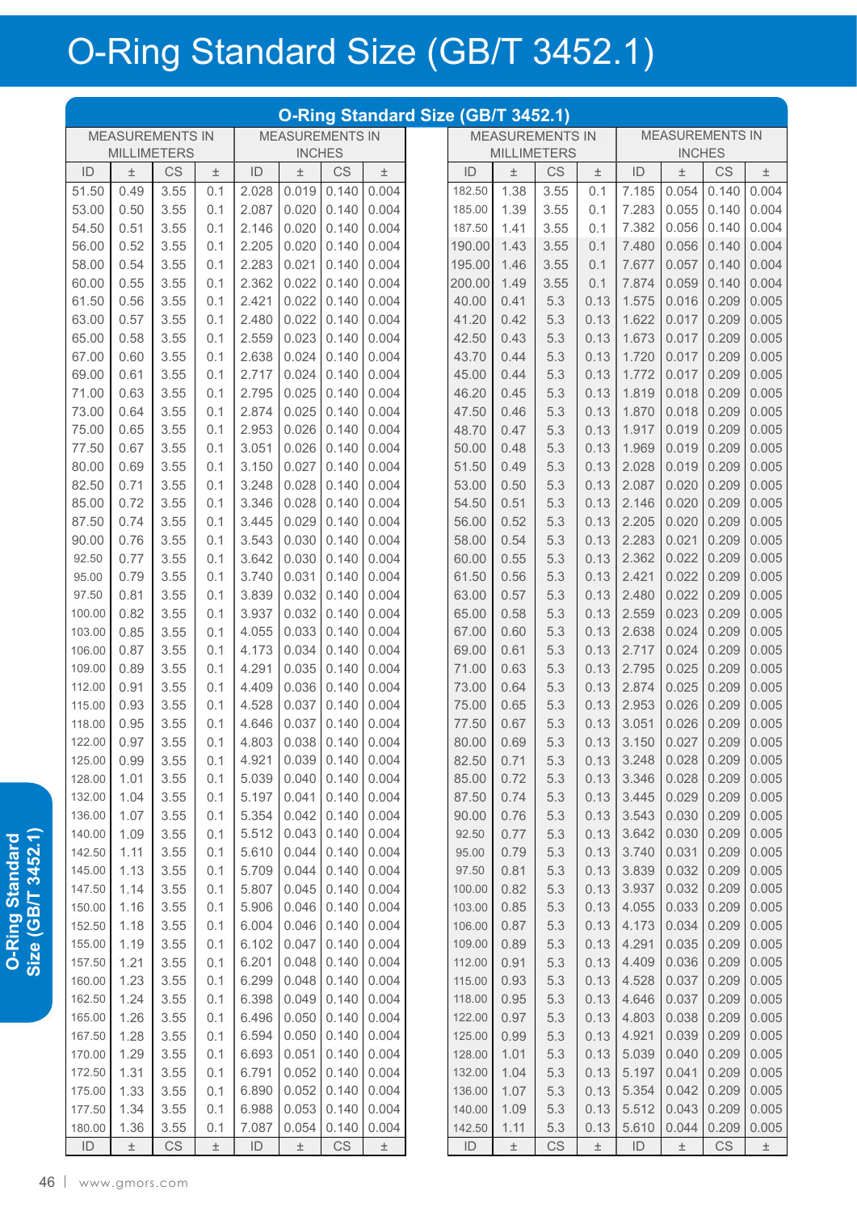# O-Ring Standard Size (GB/T 3452.1)

## O-Ring Standard Size (GB/T 3452.1)

| MEASUREMENTS IN MILLIMETERS | | | | MEASUREMENTS IN INCHES | | | |
|---|---|---|---|---|---|---|---|
| ID | ± | CS | ± | ID | ± | CS | ± |
| 51.50 | 0.49 | 3.55 | 0.1 | 2.028 | 0.019 | 0.140 | 0.004 |
| 53.00 | 0.50 | 3.55 | 0.1 | 2.087 | 0.020 | 0.140 | 0.004 |
| 54.50 | 0.51 | 3.55 | 0.1 | 2.146 | 0.020 | 0.140 | 0.004 |
| 56.00 | 0.52 | 3.55 | 0.1 | 2.205 | 0.020 | 0.140 | 0.004 |
| 58.00 | 0.54 | 3.55 | 0.1 | 2.283 | 0.021 | 0.140 | 0.004 |
| 60.00 | 0.55 | 3.55 | 0.1 | 2.362 | 0.022 | 0.140 | 0.004 |
| 61.50 | 0.56 | 3.55 | 0.1 | 2.421 | 0.022 | 0.140 | 0.004 |
| 63.00 | 0.57 | 3.55 | 0.1 | 2.480 | 0.022 | 0.140 | 0.004 |
| 65.00 | 0.58 | 3.55 | 0.1 | 2.559 | 0.023 | 0.140 | 0.004 |
| 67.00 | 0.60 | 3.55 | 0.1 | 2.638 | 0.024 | 0.140 | 0.004 |
| 69.00 | 0.61 | 3.55 | 0.1 | 2.717 | 0.024 | 0.140 | 0.004 |
| 71.00 | 0.63 | 3.55 | 0.1 | 2.795 | 0.025 | 0.140 | 0.004 |
| 73.00 | 0.64 | 3.55 | 0.1 | 2.874 | 0.025 | 0.140 | 0.004 |
| 75.00 | 0.65 | 3.55 | 0.1 | 2.953 | 0.026 | 0.140 | 0.004 |
| 77.50 | 0.67 | 3.55 | 0.1 | 3.051 | 0.026 | 0.140 | 0.004 |
| 80.00 | 0.69 | 3.55 | 0.1 | 3.150 | 0.027 | 0.140 | 0.004 |
| 82.50 | 0.71 | 3.55 | 0.1 | 3.248 | 0.028 | 0.140 | 0.004 |
| 85.00 | 0.72 | 3.55 | 0.1 | 3.346 | 0.028 | 0.140 | 0.004 |
| 87.50 | 0.74 | 3.55 | 0.1 | 3.445 | 0.029 | 0.140 | 0.004 |
| 90.00 | 0.76 | 3.55 | 0.1 | 3.543 | 0.030 | 0.140 | 0.004 |
| 92.50 | 0.77 | 3.55 | 0.1 | 3.642 | 0.030 | 0.140 | 0.004 |
| 95.00 | 0.79 | 3.55 | 0.1 | 3.740 | 0.031 | 0.140 | 0.004 |
| 97.50 | 0.81 | 3.55 | 0.1 | 3.839 | 0.032 | 0.140 | 0.004 |
| 100.00 | 0.82 | 3.55 | 0.1 | 3.937 | 0.032 | 0.140 | 0.004 |
| 103.00 | 0.85 | 3.55 | 0.1 | 4.055 | 0.033 | 0.140 | 0.004 |
| 106.00 | 0.87 | 3.55 | 0.1 | 4.173 | 0.034 | 0.140 | 0.004 |
| 109.00 | 0.89 | 3.55 | 0.1 | 4.291 | 0.035 | 0.140 | 0.004 |
| 112.00 | 0.91 | 3.55 | 0.1 | 4.409 | 0.036 | 0.140 | 0.004 |
| 115.00 | 0.93 | 3.55 | 0.1 | 4.528 | 0.037 | 0.140 | 0.004 |
| 118.00 | 0.95 | 3.55 | 0.1 | 4.646 | 0.037 | 0.140 | 0.004 |
| 122.00 | 0.97 | 3.55 | 0.1 | 4.803 | 0.038 | 0.140 | 0.004 |
| 125.00 | 0.99 | 3.55 | 0.1 | 4.921 | 0.039 | 0.140 | 0.004 |
| 128.00 | 1.01 | 3.55 | 0.1 | 5.039 | 0.040 | 0.140 | 0.004 |
| 132.00 | 1.04 | 3.55 | 0.1 | 5.197 | 0.041 | 0.140 | 0.004 |
| 136.00 | 1.07 | 3.55 | 0.1 | 5.354 | 0.042 | 0.140 | 0.004 |
| 140.00 | 1.09 | 3.55 | 0.1 | 5.512 | 0.043 | 0.140 | 0.004 |
| 142.50 | 1.11 | 3.55 | 0.1 | 5.610 | 0.044 | 0.140 | 0.004 |
| 145.00 | 1.13 | 3.55 | 0.1 | 5.709 | 0.044 | 0.140 | 0.004 |
| 147.50 | 1.14 | 3.55 | 0.1 | 5.807 | 0.045 | 0.140 | 0.004 |
| 150.00 | 1.16 | 3.55 | 0.1 | 5.906 | 0.046 | 0.140 | 0.004 |
| 152.50 | 1.18 | 3.55 | 0.1 | 6.004 | 0.046 | 0.140 | 0.004 |
| 155.00 | 1.19 | 3.55 | 0.1 | 6.102 | 0.047 | 0.140 | 0.004 |
| 157.50 | 1.21 | 3.55 | 0.1 | 6.201 | 0.048 | 0.140 | 0.004 |
| 160.00 | 1.23 | 3.55 | 0.1 | 6.299 | 0.048 | 0.140 | 0.004 |
| 162.50 | 1.24 | 3.55 | 0.1 | 6.398 | 0.049 | 0.140 | 0.004 |
| 165.00 | 1.26 | 3.55 | 0.1 | 6.496 | 0.050 | 0.140 | 0.004 |
| 167.50 | 1.28 | 3.55 | 0.1 | 6.594 | 0.050 | 0.140 | 0.004 |
| 170.00 | 1.29 | 3.55 | 0.1 | 6.693 | 0.051 | 0.140 | 0.004 |
| 172.50 | 1.31 | 3.55 | 0.1 | 6.791 | 0.052 | 0.140 | 0.004 |
| 175.00 | 1.33 | 3.55 | 0.1 | 6.890 | 0.052 | 0.140 | 0.004 |
| 177.50 | 1.34 | 3.55 | 0.1 | 6.988 | 0.053 | 0.140 | 0.004 |
| 180.00 | 1.36 | 3.55 | 0.1 | 7.087 | 0.054 | 0.140 | 0.004 |
| 182.50 | 1.38 | 3.55 | 0.1 | 7.185 | 0.054 | 0.140 | 0.004 |
| 185.00 | 1.39 | 3.55 | 0.1 | 7.283 | 0.055 | 0.140 | 0.004 |
| 187.50 | 1.41 | 3.55 | 0.1 | 7.382 | 0.056 | 0.140 | 0.004 |
| 190.00 | 1.43 | 3.55 | 0.1 | 7.480 | 0.056 | 0.140 | 0.004 |
| 195.00 | 1.46 | 3.55 | 0.1 | 7.677 | 0.057 | 0.140 | 0.004 |
| 200.00 | 1.49 | 3.55 | 0.1 | 7.874 | 0.059 | 0.140 | 0.004 |
| 40.00 | 0.41 | 5.3 | 0.13 | 1.575 | 0.016 | 0.209 | 0.005 |
| 41.20 | 0.42 | 5.3 | 0.13 | 1.622 | 0.017 | 0.209 | 0.005 |
| 42.50 | 0.43 | 5.3 | 0.13 | 1.673 | 0.017 | 0.209 | 0.005 |
| 43.70 | 0.44 | 5.3 | 0.13 | 1.720 | 0.017 | 0.209 | 0.005 |
| 45.00 | 0.44 | 5.3 | 0.13 | 1.772 | 0.017 | 0.209 | 0.005 |
| 46.20 | 0.45 | 5.3 | 0.13 | 1.819 | 0.018 | 0.209 | 0.005 |
| 47.50 | 0.46 | 5.3 | 0.13 | 1.870 | 0.018 | 0.209 | 0.005 |
| 48.70 | 0.47 | 5.3 | 0.13 | 1.917 | 0.019 | 0.209 | 0.005 |
| 50.00 | 0.48 | 5.3 | 0.13 | 1.969 | 0.019 | 0.209 | 0.005 |
| 51.50 | 0.49 | 5.3 | 0.13 | 2.028 | 0.019 | 0.209 | 0.005 |
| 53.00 | 0.50 | 5.3 | 0.13 | 2.087 | 0.020 | 0.209 | 0.005 |
| 54.50 | 0.51 | 5.3 | 0.13 | 2.146 | 0.020 | 0.209 | 0.005 |
| 56.00 | 0.52 | 5.3 | 0.13 | 2.205 | 0.020 | 0.209 | 0.005 |
| 58.00 | 0.54 | 5.3 | 0.13 | 2.283 | 0.021 | 0.209 | 0.005 |
| 60.00 | 0.55 | 5.3 | 0.13 | 2.362 | 0.022 | 0.209 | 0.005 |
| 61.50 | 0.56 | 5.3 | 0.13 | 2.421 | 0.022 | 0.209 | 0.005 |
| 63.00 | 0.57 | 5.3 | 0.13 | 2.480 | 0.022 | 0.209 | 0.005 |
| 65.00 | 0.58 | 5.3 | 0.13 | 2.559 | 0.023 | 0.209 | 0.005 |
| 67.00 | 0.60 | 5.3 | 0.13 | 2.638 | 0.024 | 0.209 | 0.005 |
| 69.00 | 0.61 | 5.3 | 0.13 | 2.717 | 0.024 | 0.209 | 0.005 |
| 71.00 | 0.63 | 5.3 | 0.13 | 2.795 | 0.025 | 0.209 | 0.005 |
| 73.00 | 0.64 | 5.3 | 0.13 | 2.874 | 0.025 | 0.209 | 0.005 |
| 75.00 | 0.65 | 5.3 | 0.13 | 2.953 | 0.026 | 0.209 | 0.005 |
| 77.50 | 0.67 | 5.3 | 0.13 | 3.051 | 0.026 | 0.209 | 0.005 |
| 80.00 | 0.69 | 5.3 | 0.13 | 3.150 | 0.027 | 0.209 | 0.005 |
| 82.50 | 0.71 | 5.3 | 0.13 | 3.248 | 0.028 | 0.209 | 0.005 |
| 85.00 | 0.72 | 5.3 | 0.13 | 3.346 | 0.028 | 0.209 | 0.005 |
| 87.50 | 0.74 | 5.3 | 0.13 | 3.445 | 0.029 | 0.209 | 0.005 |
| 90.00 | 0.76 | 5.3 | 0.13 | 3.543 | 0.030 | 0.209 | 0.005 |
| 92.50 | 0.77 | 5.3 | 0.13 | 3.642 | 0.030 | 0.209 | 0.005 |
| 95.00 | 0.79 | 5.3 | 0.13 | 3.740 | 0.031 | 0.209 | 0.005 |
| 97.50 | 0.81 | 5.3 | 0.13 | 3.839 | 0.032 | 0.209 | 0.005 |
| 100.00 | 0.82 | 5.3 | 0.13 | 3.937 | 0.032 | 0.209 | 0.005 |
| 103.00 | 0.85 | 5.3 | 0.13 | 4.055 | 0.033 | 0.209 | 0.005 |
| 106.00 | 0.87 | 5.3 | 0.13 | 4.173 | 0.034 | 0.209 | 0.005 |
| 109.00 | 0.89 | 5.3 | 0.13 | 4.291 | 0.035 | 0.209 | 0.005 |
| 112.00 | 0.91 | 5.3 | 0.13 | 4.409 | 0.036 | 0.209 | 0.005 |
| 115.00 | 0.93 | 5.3 | 0.13 | 4.528 | 0.037 | 0.209 | 0.005 |
| 118.00 | 0.95 | 5.3 | 0.13 | 4.646 | 0.037 | 0.209 | 0.005 |
| 122.00 | 0.97 | 5.3 | 0.13 | 4.803 | 0.038 | 0.209 | 0.005 |
| 125.00 | 0.99 | 5.3 | 0.13 | 4.921 | 0.039 | 0.209 | 0.005 |
| 128.00 | 1.01 | 5.3 | 0.13 | 5.039 | 0.040 | 0.209 | 0.005 |
| 132.00 | 1.04 | 5.3 | 0.13 | 5.197 | 0.041 | 0.209 | 0.005 |
| 136.00 | 1.07 | 5.3 | 0.13 | 5.354 | 0.042 | 0.209 | 0.005 |
| 140.00 | 1.09 | 5.3 | 0.13 | 5.512 | 0.043 | 0.209 | 0.005 |
| 142.50 | 1.11 | 5.3 | 0.13 | 5.610 | 0.044 | 0.209 | 0.005 |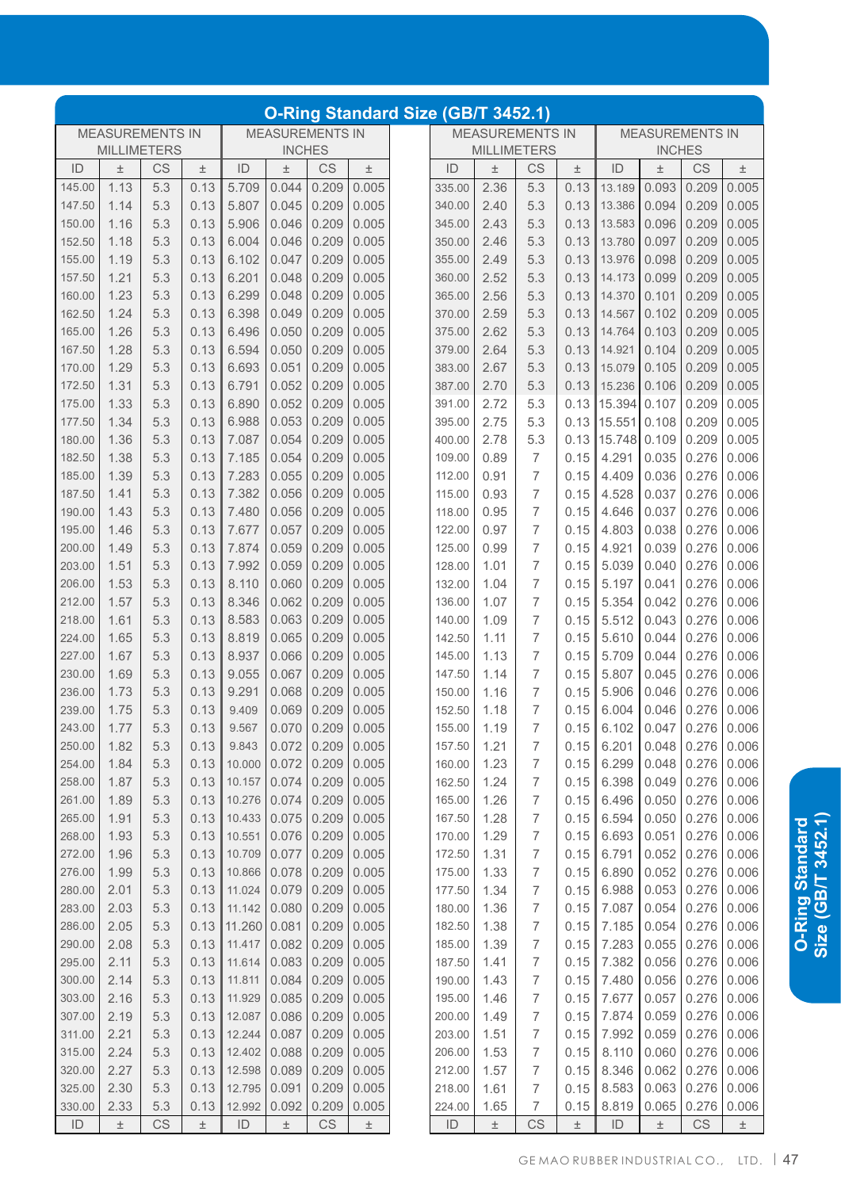## O-Ring Standard Size (GB/T 3452.1)

| MEASUREMENTS IN MILLIMETERS | | | | MEASUREMENTS IN INCHES | | | |
|---|---|---|---|---|---|---|---|
| ID | ± | CS | ± | ID | ± | CS | ± |
| 145.00 | 1.13 | 5.3 | 0.13 | 5.709 | 0.044 | 0.209 | 0.005 |
| 147.50 | 1.14 | 5.3 | 0.13 | 5.807 | 0.045 | 0.209 | 0.005 |
| 150.00 | 1.16 | 5.3 | 0.13 | 5.906 | 0.046 | 0.209 | 0.005 |
| 152.50 | 1.18 | 5.3 | 0.13 | 6.004 | 0.046 | 0.209 | 0.005 |
| 155.00 | 1.19 | 5.3 | 0.13 | 6.102 | 0.047 | 0.209 | 0.005 |
| 157.50 | 1.21 | 5.3 | 0.13 | 6.201 | 0.048 | 0.209 | 0.005 |
| 160.00 | 1.23 | 5.3 | 0.13 | 6.299 | 0.048 | 0.209 | 0.005 |
| 162.50 | 1.24 | 5.3 | 0.13 | 6.398 | 0.049 | 0.209 | 0.005 |
| 165.00 | 1.26 | 5.3 | 0.13 | 6.496 | 0.050 | 0.209 | 0.005 |
| 167.50 | 1.28 | 5.3 | 0.13 | 6.594 | 0.050 | 0.209 | 0.005 |
| 170.00 | 1.29 | 5.3 | 0.13 | 6.693 | 0.051 | 0.209 | 0.005 |
| 172.50 | 1.31 | 5.3 | 0.13 | 6.791 | 0.052 | 0.209 | 0.005 |
| 175.00 | 1.33 | 5.3 | 0.13 | 6.890 | 0.052 | 0.209 | 0.005 |
| 177.50 | 1.34 | 5.3 | 0.13 | 6.988 | 0.053 | 0.209 | 0.005 |
| 180.00 | 1.36 | 5.3 | 0.13 | 7.087 | 0.054 | 0.209 | 0.005 |
| 182.50 | 1.38 | 5.3 | 0.13 | 7.185 | 0.054 | 0.209 | 0.005 |
| 185.00 | 1.39 | 5.3 | 0.13 | 7.283 | 0.055 | 0.209 | 0.005 |
| 187.50 | 1.41 | 5.3 | 0.13 | 7.382 | 0.056 | 0.209 | 0.005 |
| 190.00 | 1.43 | 5.3 | 0.13 | 7.480 | 0.056 | 0.209 | 0.005 |
| 195.00 | 1.46 | 5.3 | 0.13 | 7.677 | 0.057 | 0.209 | 0.005 |
| 200.00 | 1.49 | 5.3 | 0.13 | 7.874 | 0.059 | 0.209 | 0.005 |
| 203.00 | 1.51 | 5.3 | 0.13 | 7.992 | 0.059 | 0.209 | 0.005 |
| 206.00 | 1.53 | 5.3 | 0.13 | 8.110 | 0.060 | 0.209 | 0.005 |
| 212.00 | 1.57 | 5.3 | 0.13 | 8.346 | 0.062 | 0.209 | 0.005 |
| 218.00 | 1.61 | 5.3 | 0.13 | 8.583 | 0.063 | 0.209 | 0.005 |
| 224.00 | 1.65 | 5.3 | 0.13 | 8.819 | 0.065 | 0.209 | 0.005 |
| 227.00 | 1.67 | 5.3 | 0.13 | 8.937 | 0.066 | 0.209 | 0.005 |
| 230.00 | 1.69 | 5.3 | 0.13 | 9.055 | 0.067 | 0.209 | 0.005 |
| 236.00 | 1.73 | 5.3 | 0.13 | 9.291 | 0.068 | 0.209 | 0.005 |
| 239.00 | 1.75 | 5.3 | 0.13 | 9.409 | 0.069 | 0.209 | 0.005 |
| 243.00 | 1.77 | 5.3 | 0.13 | 9.567 | 0.070 | 0.209 | 0.005 |
| 250.00 | 1.82 | 5.3 | 0.13 | 9.843 | 0.072 | 0.209 | 0.005 |
| 254.00 | 1.84 | 5.3 | 0.13 | 10.000 | 0.072 | 0.209 | 0.005 |
| 258.00 | 1.87 | 5.3 | 0.13 | 10.157 | 0.074 | 0.209 | 0.005 |
| 261.00 | 1.89 | 5.3 | 0.13 | 10.276 | 0.074 | 0.209 | 0.005 |
| 265.00 | 1.91 | 5.3 | 0.13 | 10.433 | 0.075 | 0.209 | 0.005 |
| 268.00 | 1.93 | 5.3 | 0.13 | 10.551 | 0.076 | 0.209 | 0.005 |
| 272.00 | 1.96 | 5.3 | 0.13 | 10.709 | 0.077 | 0.209 | 0.005 |
| 276.00 | 1.99 | 5.3 | 0.13 | 10.866 | 0.078 | 0.209 | 0.005 |
| 280.00 | 2.01 | 5.3 | 0.13 | 11.024 | 0.079 | 0.209 | 0.005 |
| 283.00 | 2.03 | 5.3 | 0.13 | 11.142 | 0.080 | 0.209 | 0.005 |
| 286.00 | 2.05 | 5.3 | 0.13 | 11.260 | 0.081 | 0.209 | 0.005 |
| 290.00 | 2.08 | 5.3 | 0.13 | 11.417 | 0.082 | 0.209 | 0.005 |
| 295.00 | 2.11 | 5.3 | 0.13 | 11.614 | 0.083 | 0.209 | 0.005 |
| 300.00 | 2.14 | 5.3 | 0.13 | 11.811 | 0.084 | 0.209 | 0.005 |
| 303.00 | 2.16 | 5.3 | 0.13 | 11.929 | 0.085 | 0.209 | 0.005 |
| 307.00 | 2.19 | 5.3 | 0.13 | 12.087 | 0.086 | 0.209 | 0.005 |
| 311.00 | 2.21 | 5.3 | 0.13 | 12.244 | 0.087 | 0.209 | 0.005 |
| 315.00 | 2.24 | 5.3 | 0.13 | 12.402 | 0.088 | 0.209 | 0.005 |
| 320.00 | 2.27 | 5.3 | 0.13 | 12.598 | 0.089 | 0.209 | 0.005 |
| 325.00 | 2.30 | 5.3 | 0.13 | 12.795 | 0.091 | 0.209 | 0.005 |
| 330.00 | 2.33 | 5.3 | 0.13 | 12.992 | 0.092 | 0.209 | 0.005 |
| 335.00 | 2.36 | 5.3 | 0.13 | 13.189 | 0.093 | 0.209 | 0.005 |
| 340.00 | 2.40 | 5.3 | 0.13 | 13.386 | 0.094 | 0.209 | 0.005 |
| 345.00 | 2.43 | 5.3 | 0.13 | 13.583 | 0.096 | 0.209 | 0.005 |
| 350.00 | 2.46 | 5.3 | 0.13 | 13.780 | 0.097 | 0.209 | 0.005 |
| 355.00 | 2.49 | 5.3 | 0.13 | 13.976 | 0.098 | 0.209 | 0.005 |
| 360.00 | 2.52 | 5.3 | 0.13 | 14.173 | 0.099 | 0.209 | 0.005 |
| 365.00 | 2.56 | 5.3 | 0.13 | 14.370 | 0.101 | 0.209 | 0.005 |
| 370.00 | 2.59 | 5.3 | 0.13 | 14.567 | 0.102 | 0.209 | 0.005 |
| 375.00 | 2.62 | 5.3 | 0.13 | 14.764 | 0.103 | 0.209 | 0.005 |
| 379.00 | 2.64 | 5.3 | 0.13 | 14.921 | 0.104 | 0.209 | 0.005 |
| 383.00 | 2.67 | 5.3 | 0.13 | 15.079 | 0.105 | 0.209 | 0.005 |
| 387.00 | 2.70 | 5.3 | 0.13 | 15.236 | 0.106 | 0.209 | 0.005 |
| 391.00 | 2.72 | 5.3 | 0.13 | 15.394 | 0.107 | 0.209 | 0.005 |
| 395.00 | 2.75 | 5.3 | 0.13 | 15.551 | 0.108 | 0.209 | 0.005 |
| 400.00 | 2.78 | 5.3 | 0.13 | 15.748 | 0.109 | 0.209 | 0.005 |
| 109.00 | 0.89 | 7 | 0.15 | 4.291 | 0.035 | 0.276 | 0.006 |
| 112.00 | 0.91 | 7 | 0.15 | 4.409 | 0.036 | 0.276 | 0.006 |
| 115.00 | 0.93 | 7 | 0.15 | 4.528 | 0.037 | 0.276 | 0.006 |
| 118.00 | 0.95 | 7 | 0.15 | 4.646 | 0.037 | 0.276 | 0.006 |
| 122.00 | 0.97 | 7 | 0.15 | 4.803 | 0.038 | 0.276 | 0.006 |
| 125.00 | 0.99 | 7 | 0.15 | 4.921 | 0.039 | 0.276 | 0.006 |
| 128.00 | 1.01 | 7 | 0.15 | 5.039 | 0.040 | 0.276 | 0.006 |
| 132.00 | 1.04 | 7 | 0.15 | 5.197 | 0.041 | 0.276 | 0.006 |
| 136.00 | 1.07 | 7 | 0.15 | 5.354 | 0.042 | 0.276 | 0.006 |
| 140.00 | 1.09 | 7 | 0.15 | 5.512 | 0.043 | 0.276 | 0.006 |
| 142.50 | 1.11 | 7 | 0.15 | 5.610 | 0.044 | 0.276 | 0.006 |
| 145.00 | 1.13 | 7 | 0.15 | 5.709 | 0.044 | 0.276 | 0.006 |
| 147.50 | 1.14 | 7 | 0.15 | 5.807 | 0.045 | 0.276 | 0.006 |
| 150.00 | 1.16 | 7 | 0.15 | 5.906 | 0.046 | 0.276 | 0.006 |
| 152.50 | 1.18 | 7 | 0.15 | 6.004 | 0.046 | 0.276 | 0.006 |
| 155.00 | 1.19 | 7 | 0.15 | 6.102 | 0.047 | 0.276 | 0.006 |
| 157.50 | 1.21 | 7 | 0.15 | 6.201 | 0.048 | 0.276 | 0.006 |
| 160.00 | 1.23 | 7 | 0.15 | 6.299 | 0.048 | 0.276 | 0.006 |
| 162.50 | 1.24 | 7 | 0.15 | 6.398 | 0.049 | 0.276 | 0.006 |
| 165.00 | 1.26 | 7 | 0.15 | 6.496 | 0.050 | 0.276 | 0.006 |
| 167.50 | 1.28 | 7 | 0.15 | 6.594 | 0.050 | 0.276 | 0.006 |
| 170.00 | 1.29 | 7 | 0.15 | 6.693 | 0.051 | 0.276 | 0.006 |
| 172.50 | 1.31 | 7 | 0.15 | 6.791 | 0.052 | 0.276 | 0.006 |
| 175.00 | 1.33 | 7 | 0.15 | 6.890 | 0.052 | 0.276 | 0.006 |
| 177.50 | 1.34 | 7 | 0.15 | 6.988 | 0.053 | 0.276 | 0.006 |
| 180.00 | 1.36 | 7 | 0.15 | 7.087 | 0.054 | 0.276 | 0.006 |
| 182.50 | 1.38 | 7 | 0.15 | 7.185 | 0.054 | 0.276 | 0.006 |
| 185.00 | 1.39 | 7 | 0.15 | 7.283 | 0.055 | 0.276 | 0.006 |
| 187.50 | 1.41 | 7 | 0.15 | 7.382 | 0.056 | 0.276 | 0.006 |
| 190.00 | 1.43 | 7 | 0.15 | 7.480 | 0.056 | 0.276 | 0.006 |
| 195.00 | 1.46 | 7 | 0.15 | 7.677 | 0.057 | 0.276 | 0.006 |
| 200.00 | 1.49 | 7 | 0.15 | 7.874 | 0.059 | 0.276 | 0.006 |
| 203.00 | 1.51 | 7 | 0.15 | 7.992 | 0.059 | 0.276 | 0.006 |
| 206.00 | 1.53 | 7 | 0.15 | 8.110 | 0.060 | 0.276 | 0.006 |
| 212.00 | 1.57 | 7 | 0.15 | 8.346 | 0.062 | 0.276 | 0.006 |
| 218.00 | 1.61 | 7 | 0.15 | 8.583 | 0.063 | 0.276 | 0.006 |
| 224.00 | 1.65 | 7 | 0.15 | 8.819 | 0.065 | 0.276 | 0.006 |
| ID | ± | CS | ± | ID | ± | CS | ± |

O-Ring Standard Size (GB/T 3452.1)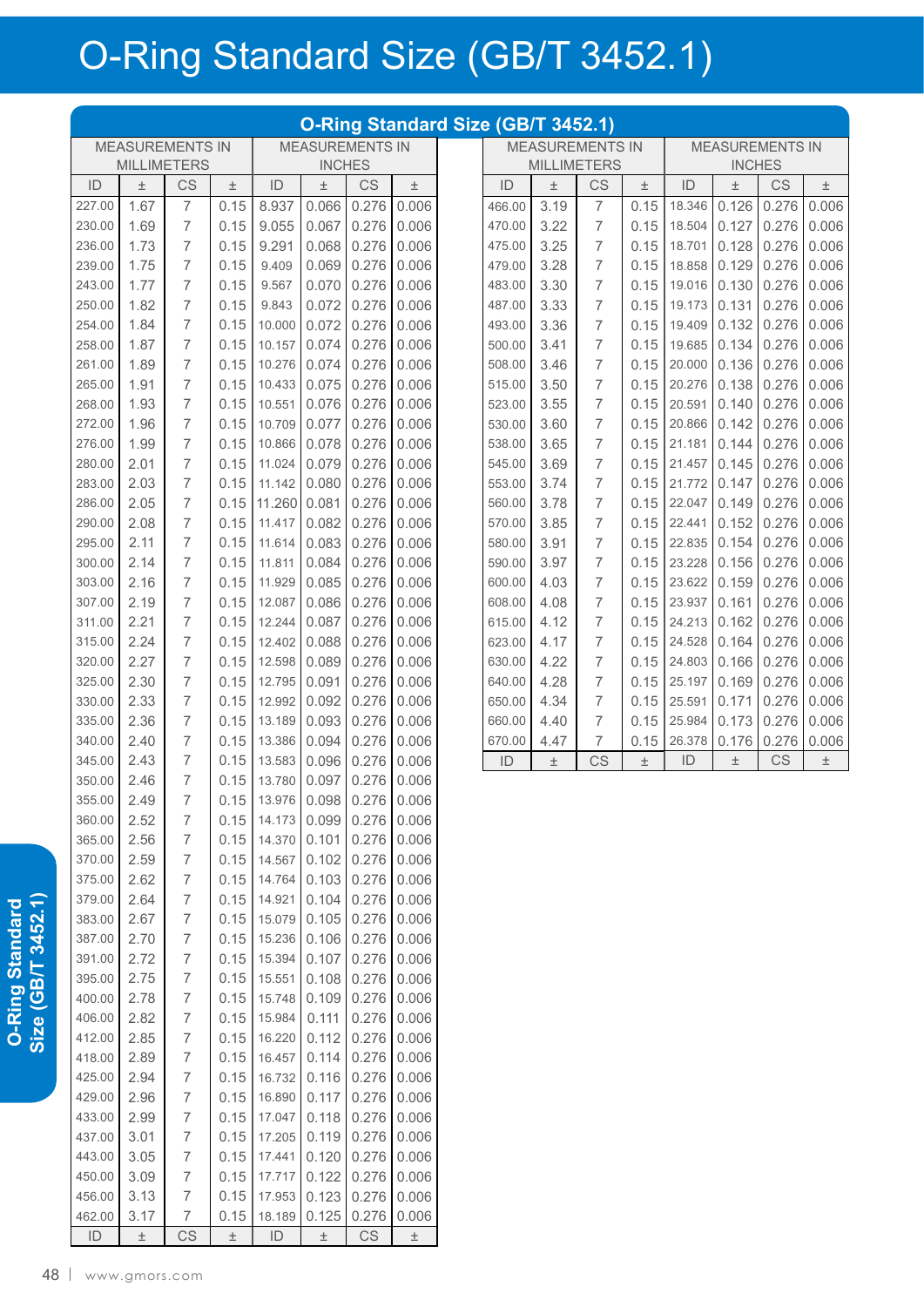# O-Ring Standard Size (GB/T 3452.1)

## O-Ring Standard Size (GB/T 3452.1)

| MEASUREMENTS IN MILLIMETERS | | | | MEASUREMENTS IN INCHES | | | |
|---|---|---|---|---|---|---|---|
| ID | ± | CS | ± | ID | ± | CS | ± |
| 227.00 | 1.67 | 7 | 0.15 | 8.937 | 0.066 | 0.276 | 0.006 |
| 230.00 | 1.69 | 7 | 0.15 | 9.055 | 0.067 | 0.276 | 0.006 |
| 236.00 | 1.73 | 7 | 0.15 | 9.291 | 0.068 | 0.276 | 0.006 |
| 239.00 | 1.75 | 7 | 0.15 | 9.409 | 0.069 | 0.276 | 0.006 |
| 243.00 | 1.77 | 7 | 0.15 | 9.567 | 0.070 | 0.276 | 0.006 |
| 250.00 | 1.82 | 7 | 0.15 | 9.843 | 0.072 | 0.276 | 0.006 |
| 254.00 | 1.84 | 7 | 0.15 | 10.000 | 0.072 | 0.276 | 0.006 |
| 258.00 | 1.87 | 7 | 0.15 | 10.157 | 0.074 | 0.276 | 0.006 |
| 261.00 | 1.89 | 7 | 0.15 | 10.276 | 0.074 | 0.276 | 0.006 |
| 265.00 | 1.91 | 7 | 0.15 | 10.433 | 0.075 | 0.276 | 0.006 |
| 268.00 | 1.93 | 7 | 0.15 | 10.551 | 0.076 | 0.276 | 0.006 |
| 272.00 | 1.96 | 7 | 0.15 | 10.709 | 0.077 | 0.276 | 0.006 |
| 276.00 | 1.99 | 7 | 0.15 | 10.866 | 0.078 | 0.276 | 0.006 |
| 280.00 | 2.01 | 7 | 0.15 | 11.024 | 0.079 | 0.276 | 0.006 |
| 283.00 | 2.03 | 7 | 0.15 | 11.142 | 0.080 | 0.276 | 0.006 |
| 286.00 | 2.05 | 7 | 0.15 | 11.260 | 0.081 | 0.276 | 0.006 |
| 290.00 | 2.08 | 7 | 0.15 | 11.417 | 0.082 | 0.276 | 0.006 |
| 295.00 | 2.11 | 7 | 0.15 | 11.614 | 0.083 | 0.276 | 0.006 |
| 300.00 | 2.14 | 7 | 0.15 | 11.811 | 0.084 | 0.276 | 0.006 |
| 303.00 | 2.16 | 7 | 0.15 | 11.929 | 0.085 | 0.276 | 0.006 |
| 307.00 | 2.19 | 7 | 0.15 | 12.087 | 0.086 | 0.276 | 0.006 |
| 311.00 | 2.21 | 7 | 0.15 | 12.244 | 0.087 | 0.276 | 0.006 |
| 315.00 | 2.24 | 7 | 0.15 | 12.402 | 0.088 | 0.276 | 0.006 |
| 320.00 | 2.27 | 7 | 0.15 | 12.598 | 0.089 | 0.276 | 0.006 |
| 325.00 | 2.30 | 7 | 0.15 | 12.795 | 0.091 | 0.276 | 0.006 |
| 330.00 | 2.33 | 7 | 0.15 | 12.992 | 0.092 | 0.276 | 0.006 |
| 335.00 | 2.36 | 7 | 0.15 | 13.189 | 0.093 | 0.276 | 0.006 |
| 340.00 | 2.40 | 7 | 0.15 | 13.386 | 0.094 | 0.276 | 0.006 |
| 345.00 | 2.43 | 7 | 0.15 | 13.583 | 0.096 | 0.276 | 0.006 |
| 350.00 | 2.46 | 7 | 0.15 | 13.780 | 0.097 | 0.276 | 0.006 |
| 355.00 | 2.49 | 7 | 0.15 | 13.976 | 0.098 | 0.276 | 0.006 |
| 360.00 | 2.52 | 7 | 0.15 | 14.173 | 0.099 | 0.276 | 0.006 |
| 365.00 | 2.56 | 7 | 0.15 | 14.370 | 0.101 | 0.276 | 0.006 |
| 370.00 | 2.59 | 7 | 0.15 | 14.567 | 0.102 | 0.276 | 0.006 |
| 375.00 | 2.62 | 7 | 0.15 | 14.764 | 0.103 | 0.276 | 0.006 |
| 379.00 | 2.64 | 7 | 0.15 | 14.921 | 0.104 | 0.276 | 0.006 |
| 383.00 | 2.67 | 7 | 0.15 | 15.079 | 0.105 | 0.276 | 0.006 |
| 387.00 | 2.70 | 7 | 0.15 | 15.236 | 0.106 | 0.276 | 0.006 |
| 391.00 | 2.72 | 7 | 0.15 | 15.394 | 0.107 | 0.276 | 0.006 |
| 395.00 | 2.75 | 7 | 0.15 | 15.551 | 0.108 | 0.276 | 0.006 |
| 400.00 | 2.78 | 7 | 0.15 | 15.748 | 0.109 | 0.276 | 0.006 |
| 406.00 | 2.82 | 7 | 0.15 | 15.984 | 0.111 | 0.276 | 0.006 |
| 412.00 | 2.85 | 7 | 0.15 | 16.220 | 0.112 | 0.276 | 0.006 |
| 418.00 | 2.89 | 7 | 0.15 | 16.457 | 0.114 | 0.276 | 0.006 |
| 425.00 | 2.94 | 7 | 0.15 | 16.732 | 0.116 | 0.276 | 0.006 |
| 429.00 | 2.96 | 7 | 0.15 | 16.890 | 0.117 | 0.276 | 0.006 |
| 433.00 | 2.99 | 7 | 0.15 | 17.047 | 0.118 | 0.276 | 0.006 |
| 437.00 | 3.01 | 7 | 0.15 | 17.205 | 0.119 | 0.276 | 0.006 |
| 443.00 | 3.05 | 7 | 0.15 | 17.441 | 0.120 | 0.276 | 0.006 |
| 450.00 | 3.09 | 7 | 0.15 | 17.717 | 0.122 | 0.276 | 0.006 |
| 456.00 | 3.13 | 7 | 0.15 | 17.953 | 0.123 | 0.276 | 0.006 |
| 462.00 | 3.17 | 7 | 0.15 | 18.189 | 0.125 | 0.276 | 0.006 |
| 466.00 | 3.19 | 7 | 0.15 | 18.346 | 0.126 | 0.276 | 0.006 |
| 470.00 | 3.22 | 7 | 0.15 | 18.504 | 0.127 | 0.276 | 0.006 |
| 475.00 | 3.25 | 7 | 0.15 | 18.701 | 0.128 | 0.276 | 0.006 |
| 479.00 | 3.28 | 7 | 0.15 | 18.858 | 0.129 | 0.276 | 0.006 |
| 483.00 | 3.30 | 7 | 0.15 | 19.016 | 0.130 | 0.276 | 0.006 |
| 487.00 | 3.33 | 7 | 0.15 | 19.173 | 0.131 | 0.276 | 0.006 |
| 493.00 | 3.36 | 7 | 0.15 | 19.409 | 0.132 | 0.276 | 0.006 |
| 500.00 | 3.41 | 7 | 0.15 | 19.685 | 0.134 | 0.276 | 0.006 |
| 508.00 | 3.46 | 7 | 0.15 | 20.000 | 0.136 | 0.276 | 0.006 |
| 515.00 | 3.50 | 7 | 0.15 | 20.276 | 0.138 | 0.276 | 0.006 |
| 523.00 | 3.55 | 7 | 0.15 | 20.591 | 0.140 | 0.276 | 0.006 |
| 530.00 | 3.60 | 7 | 0.15 | 20.866 | 0.142 | 0.276 | 0.006 |
| 538.00 | 3.65 | 7 | 0.15 | 21.181 | 0.144 | 0.276 | 0.006 |
| 545.00 | 3.69 | 7 | 0.15 | 21.457 | 0.145 | 0.276 | 0.006 |
| 553.00 | 3.74 | 7 | 0.15 | 21.772 | 0.147 | 0.276 | 0.006 |
| 560.00 | 3.78 | 7 | 0.15 | 22.047 | 0.149 | 0.276 | 0.006 |
| 570.00 | 3.85 | 7 | 0.15 | 22.441 | 0.152 | 0.276 | 0.006 |
| 580.00 | 3.91 | 7 | 0.15 | 22.835 | 0.154 | 0.276 | 0.006 |
| 590.00 | 3.97 | 7 | 0.15 | 23.228 | 0.156 | 0.276 | 0.006 |
| 600.00 | 4.03 | 7 | 0.15 | 23.622 | 0.159 | 0.276 | 0.006 |
| 608.00 | 4.08 | 7 | 0.15 | 23.937 | 0.161 | 0.276 | 0.006 |
| 615.00 | 4.12 | 7 | 0.15 | 24.213 | 0.162 | 0.276 | 0.006 |
| 623.00 | 4.17 | 7 | 0.15 | 24.528 | 0.164 | 0.276 | 0.006 |
| 630.00 | 4.22 | 7 | 0.15 | 24.803 | 0.166 | 0.276 | 0.006 |
| 640.00 | 4.28 | 7 | 0.15 | 25.197 | 0.169 | 0.276 | 0.006 |
| 650.00 | 4.34 | 7 | 0.15 | 25.591 | 0.171 | 0.276 | 0.006 |
| 660.00 | 4.40 | 7 | 0.15 | 25.984 | 0.173 | 0.276 | 0.006 |
| 670.00 | 4.47 | 7 | 0.15 | 26.378 | 0.176 | 0.276 | 0.006 |
| ID | ± | CS | ± | ID | ± | CS | ± |